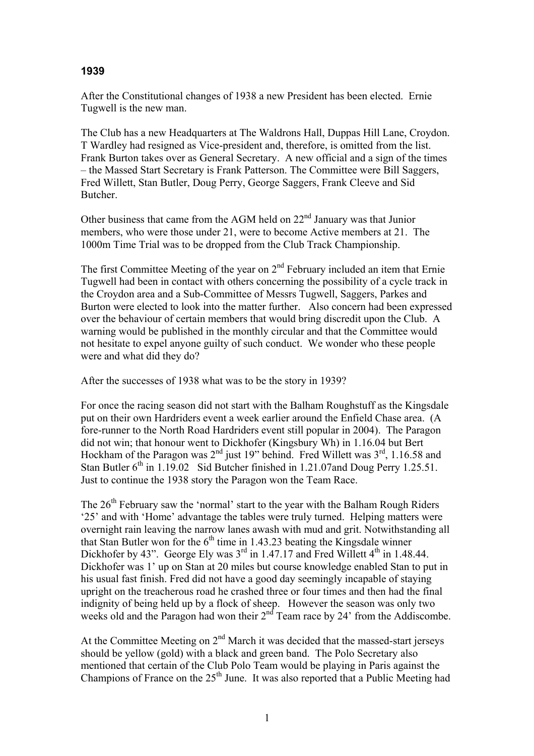## 1939

After the Constitutional changes of 1938 a new President has been elected. Ernie Tugwell is the new man.

The Club has a new Headquarters at The Waldrons Hall, Duppas Hill Lane, Croydon. T Wardley had resigned as Vice-president and, therefore, is omitted from the list. Frank Burton takes over as General Secretary. A new official and a sign of the times – the Massed Start Secretary is Frank Patterson. The Committee were Bill Saggers, Fred Willett, Stan Butler, Doug Perry, George Saggers, Frank Cleeve and Sid Butcher.

Other business that came from the AGM held on 22nd January was that Junior members, who were those under 21, were to become Active members at 21. The 1000m Time Trial was to be dropped from the Club Track Championship.

The first Committee Meeting of the year on 2nd February included an item that Ernie Tugwell had been in contact with others concerning the possibility of a cycle track in the Croydon area and a Sub-Committee of Messrs Tugwell, Saggers, Parkes and Burton were elected to look into the matter further. Also concern had been expressed over the behaviour of certain members that would bring discredit upon the Club. A warning would be published in the monthly circular and that the Committee would not hesitate to expel anyone guilty of such conduct. We wonder who these people were and what did they do?

After the successes of 1938 what was to be the story in 1939?

For once the racing season did not start with the Balham Roughstuff as the Kingsdale put on their own Hardriders event a week earlier around the Enfield Chase area. (A fore-runner to the North Road Hardriders event still popular in 2004). The Paragon did not win; that honour went to Dickhofer (Kingsbury Wh) in 1.16.04 but Bert Hockham of the Paragon was 2nd just 19" behind. Fred Willett was 3rd, 1.16.58 and Stan Butler 6th in 1.19.02 Sid Butcher finished in 1.21.07and Doug Perry 1.25.51. Just to continue the 1938 story the Paragon won the Team Race.

The 26th February saw the 'normal' start to the year with the Balham Rough Riders '25' and with 'Home' advantage the tables were truly turned. Helping matters were overnight rain leaving the narrow lanes awash with mud and grit. Notwithstanding all that Stan Butler won for the 6th time in 1.43.23 beating the Kingsdale winner Dickhofer by 43". George Ely was 3rd in 1.47.17 and Fred Willett 4th in 1.48.44. Dickhofer was 1' up on Stan at 20 miles but course knowledge enabled Stan to put in his usual fast finish. Fred did not have a good day seemingly incapable of staying upright on the treacherous road he crashed three or four times and then had the final indignity of being held up by a flock of sheep. However the season was only two weeks old and the Paragon had won their 2nd Team race by 24' from the Addiscombe.

At the Committee Meeting on 2nd March it was decided that the massed-start jerseys should be yellow (gold) with a black and green band. The Polo Secretary also mentioned that certain of the Club Polo Team would be playing in Paris against the Champions of France on the 25th June. It was also reported that a Public Meeting had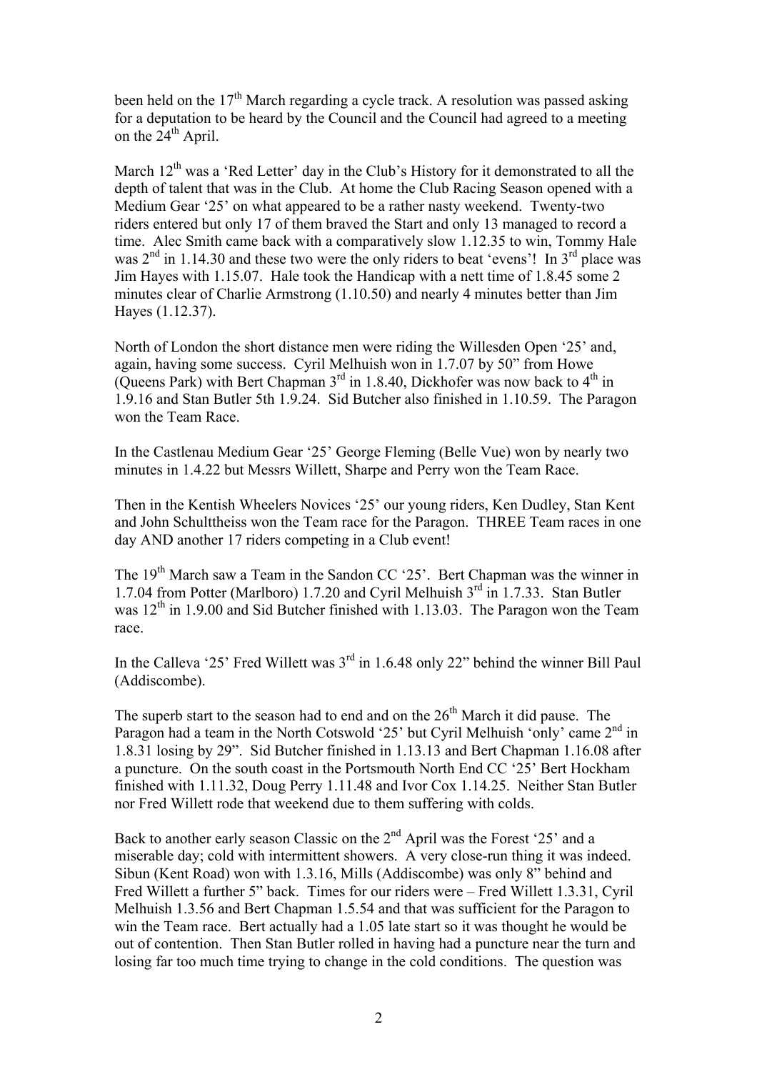been held on the 17th March regarding a cycle track. A resolution was passed asking for a deputation to be heard by the Council and the Council had agreed to a meeting on the 24th April.

March 12th was a 'Red Letter' day in the Club's History for it demonstrated to all the depth of talent that was in the Club. At home the Club Racing Season opened with a Medium Gear '25' on what appeared to be a rather nasty weekend. Twenty-two riders entered but only 17 of them braved the Start and only 13 managed to record a time. Alec Smith came back with a comparatively slow 1.12.35 to win, Tommy Hale was 2nd in 1.14.30 and these two were the only riders to beat 'evens'! In 3rd place was Jim Hayes with 1.15.07. Hale took the Handicap with a nett time of 1.8.45 some 2 minutes clear of Charlie Armstrong (1.10.50) and nearly 4 minutes better than Jim Hayes (1.12.37).

North of London the short distance men were riding the Willesden Open '25' and, again, having some success. Cyril Melhuish won in 1.7.07 by 50" from Howe (Queens Park) with Bert Chapman 3rd in 1.8.40, Dickhofer was now back to 4th in 1.9.16 and Stan Butler 5th 1.9.24. Sid Butcher also finished in 1.10.59. The Paragon won the Team Race.

In the Castlenau Medium Gear '25' George Fleming (Belle Vue) won by nearly two minutes in 1.4.22 but Messrs Willett, Sharpe and Perry won the Team Race.

Then in the Kentish Wheelers Novices '25' our young riders, Ken Dudley, Stan Kent and John Schulttheiss won the Team race for the Paragon. THREE Team races in one day AND another 17 riders competing in a Club event!

The 19th March saw a Team in the Sandon CC '25'. Bert Chapman was the winner in 1.7.04 from Potter (Marlboro) 1.7.20 and Cyril Melhuish 3rd in 1.7.33. Stan Butler was 12th in 1.9.00 and Sid Butcher finished with 1.13.03. The Paragon won the Team race.

In the Calleva '25' Fred Willett was 3rd in 1.6.48 only 22" behind the winner Bill Paul (Addiscombe).

The superb start to the season had to end and on the 26th March it did pause. The Paragon had a team in the North Cotswold '25' but Cyril Melhuish 'only' came 2nd in 1.8.31 losing by 29". Sid Butcher finished in 1.13.13 and Bert Chapman 1.16.08 after a puncture. On the south coast in the Portsmouth North End CC '25' Bert Hockham finished with 1.11.32, Doug Perry 1.11.48 and Ivor Cox 1.14.25. Neither Stan Butler nor Fred Willett rode that weekend due to them suffering with colds.

Back to another early season Classic on the 2nd April was the Forest '25' and a miserable day; cold with intermittent showers. A very close-run thing it was indeed. Sibun (Kent Road) won with 1.3.16, Mills (Addiscombe) was only 8" behind and Fred Willett a further 5" back. Times for our riders were – Fred Willett 1.3.31, Cyril Melhuish 1.3.56 and Bert Chapman 1.5.54 and that was sufficient for the Paragon to win the Team race. Bert actually had a 1.05 late start so it was thought he would be out of contention. Then Stan Butler rolled in having had a puncture near the turn and losing far too much time trying to change in the cold conditions. The question was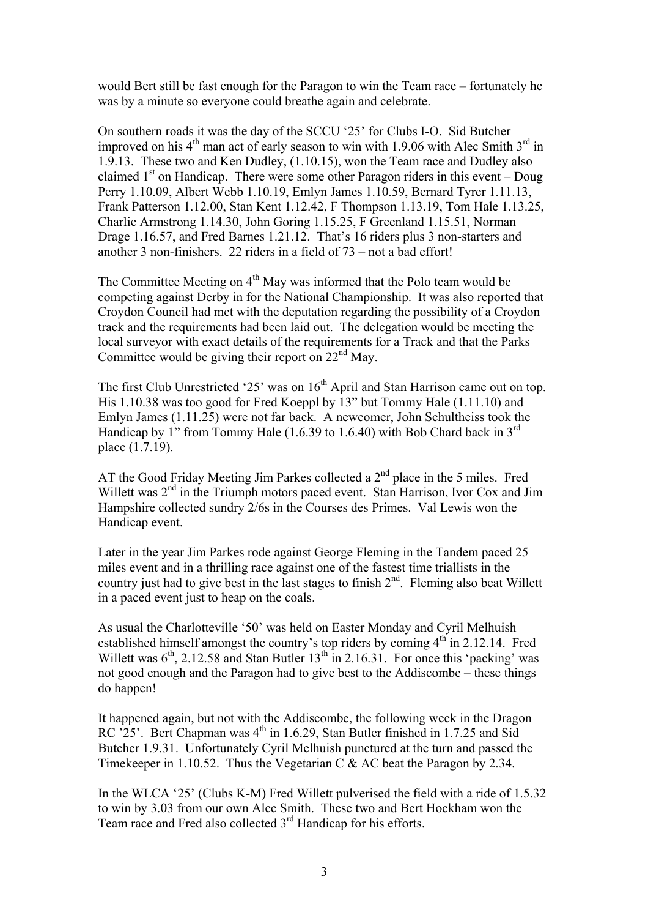would Bert still be fast enough for the Paragon to win the Team race – fortunately he was by a minute so everyone could breathe again and celebrate.

On southern roads it was the day of the SCCU '25' for Clubs I-O. Sid Butcher improved on his 4th man act of early season to win with 1.9.06 with Alec Smith 3rd in 1.9.13. These two and Ken Dudley, (1.10.15), won the Team race and Dudley also claimed 1st on Handicap. There were some other Paragon riders in this event – Doug Perry 1.10.09, Albert Webb 1.10.19, Emlyn James 1.10.59, Bernard Tyrer 1.11.13, Frank Patterson 1.12.00, Stan Kent 1.12.42, F Thompson 1.13.19, Tom Hale 1.13.25, Charlie Armstrong 1.14.30, John Goring 1.15.25, F Greenland 1.15.51, Norman Drage 1.16.57, and Fred Barnes 1.21.12. That's 16 riders plus 3 non-starters and another 3 non-finishers. 22 riders in a field of 73 – not a bad effort!

The Committee Meeting on 4th May was informed that the Polo team would be competing against Derby in for the National Championship. It was also reported that Croydon Council had met with the deputation regarding the possibility of a Croydon track and the requirements had been laid out. The delegation would be meeting the local surveyor with exact details of the requirements for a Track and that the Parks Committee would be giving their report on 22nd May.

The first Club Unrestricted '25' was on 16th April and Stan Harrison came out on top. His 1.10.38 was too good for Fred Koeppl by 13" but Tommy Hale (1.11.10) and Emlyn James (1.11.25) were not far back. A newcomer, John Schultheiss took the Handicap by 1" from Tommy Hale (1.6.39 to 1.6.40) with Bob Chard back in 3rd place (1.7.19).

AT the Good Friday Meeting Jim Parkes collected a 2nd place in the 5 miles. Fred Willett was 2nd in the Triumph motors paced event. Stan Harrison, Ivor Cox and Jim Hampshire collected sundry 2/6s in the Courses des Primes. Val Lewis won the Handicap event.

Later in the year Jim Parkes rode against George Fleming in the Tandem paced 25 miles event and in a thrilling race against one of the fastest time triallists in the country just had to give best in the last stages to finish 2nd. Fleming also beat Willett in a paced event just to heap on the coals.

As usual the Charlotteville '50' was held on Easter Monday and Cyril Melhuish established himself amongst the country's top riders by coming 4th in 2.12.14. Fred Willett was 6th, 2.12.58 and Stan Butler 13th in 2.16.31. For once this 'packing' was not good enough and the Paragon had to give best to the Addiscombe – these things do happen!

It happened again, but not with the Addiscombe, the following week in the Dragon RC '25'. Bert Chapman was 4th in 1.6.29, Stan Butler finished in 1.7.25 and Sid Butcher 1.9.31. Unfortunately Cyril Melhuish punctured at the turn and passed the Timekeeper in 1.10.52. Thus the Vegetarian C & AC beat the Paragon by 2.34.

In the WLCA '25' (Clubs K-M) Fred Willett pulverised the field with a ride of 1.5.32 to win by 3.03 from our own Alec Smith. These two and Bert Hockham won the Team race and Fred also collected 3rd Handicap for his efforts.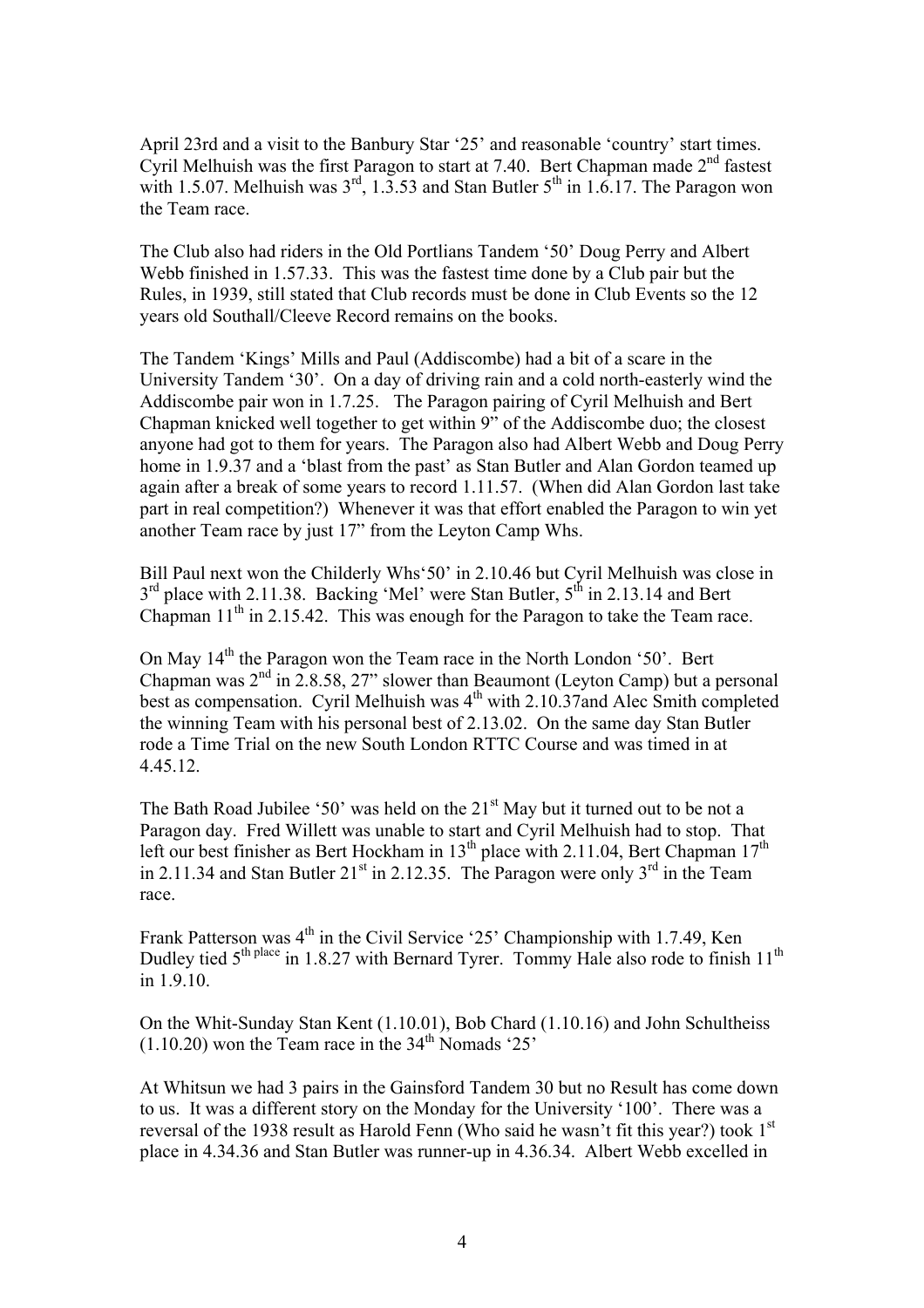April 23rd and a visit to the Banbury Star '25' and reasonable 'country' start times. Cyril Melhuish was the first Paragon to start at 7.40. Bert Chapman made 2nd fastest with 1.5.07. Melhuish was 3rd, 1.3.53 and Stan Butler 5th in 1.6.17. The Paragon won the Team race.

The Club also had riders in the Old Portlians Tandem '50' Doug Perry and Albert Webb finished in 1.57.33. This was the fastest time done by a Club pair but the Rules, in 1939, still stated that Club records must be done in Club Events so the 12 years old Southall/Cleeve Record remains on the books.

The Tandem 'Kings' Mills and Paul (Addiscombe) had a bit of a scare in the University Tandem '30'. On a day of driving rain and a cold north-easterly wind the Addiscombe pair won in 1.7.25. The Paragon pairing of Cyril Melhuish and Bert Chapman knicked well together to get within 9" of the Addiscombe duo; the closest anyone had got to them for years. The Paragon also had Albert Webb and Doug Perry home in 1.9.37 and a 'blast from the past' as Stan Butler and Alan Gordon teamed up again after a break of some years to record 1.11.57. (When did Alan Gordon last take part in real competition?) Whenever it was that effort enabled the Paragon to win yet another Team race by just 17" from the Leyton Camp Whs.

Bill Paul next won the Childerly Whs'50' in 2.10.46 but Cyril Melhuish was close in 3rd place with 2.11.38. Backing 'Mel' were Stan Butler, 5th in 2.13.14 and Bert Chapman 11th in 2.15.42. This was enough for the Paragon to take the Team race.

On May 14th the Paragon won the Team race in the North London '50'. Bert Chapman was 2nd in 2.8.58, 27" slower than Beaumont (Leyton Camp) but a personal best as compensation. Cyril Melhuish was 4th with 2.10.37and Alec Smith completed the winning Team with his personal best of 2.13.02. On the same day Stan Butler rode a Time Trial on the new South London RTTC Course and was timed in at 4.45.12.

The Bath Road Jubilee '50' was held on the 21st May but it turned out to be not a Paragon day. Fred Willett was unable to start and Cyril Melhuish had to stop. That left our best finisher as Bert Hockham in 13th place with 2.11.04, Bert Chapman 17th in 2.11.34 and Stan Butler 21st in 2.12.35. The Paragon were only 3rd in the Team race.

Frank Patterson was 4th in the Civil Service '25' Championship with 1.7.49, Ken Dudley tied 5th place in 1.8.27 with Bernard Tyrer. Tommy Hale also rode to finish 11th in 1.9.10.

On the Whit-Sunday Stan Kent (1.10.01), Bob Chard (1.10.16) and John Schultheiss (1.10.20) won the Team race in the 34th Nomads '25'

At Whitsun we had 3 pairs in the Gainsford Tandem 30 but no Result has come down to us. It was a different story on the Monday for the University '100'. There was a reversal of the 1938 result as Harold Fenn (Who said he wasn't fit this year?) took 1st place in 4.34.36 and Stan Butler was runner-up in 4.36.34. Albert Webb excelled in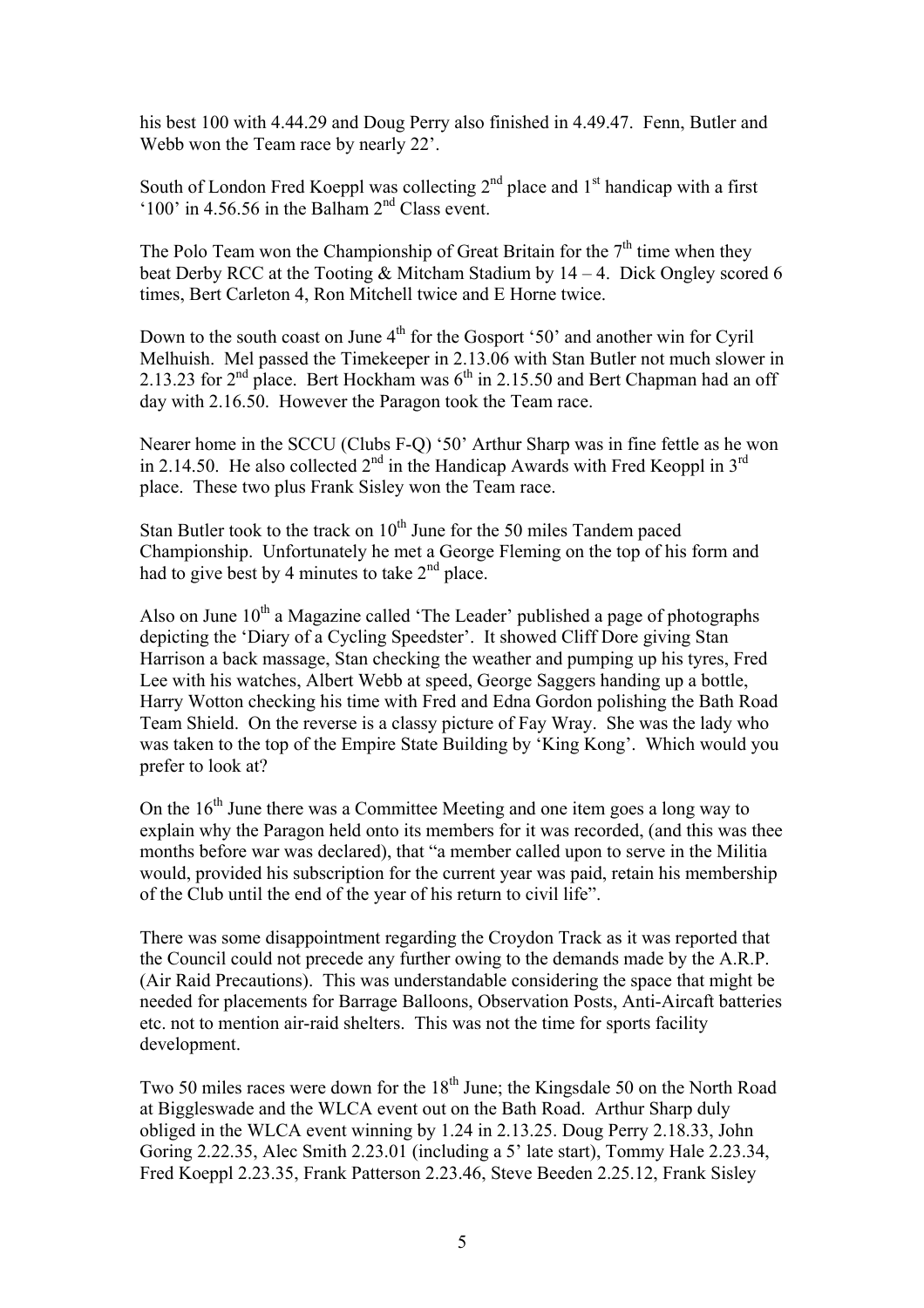his best 100 with 4.44.29 and Doug Perry also finished in 4.49.47. Fenn, Butler and Webb won the Team race by nearly 22'.

South of London Fred Koeppl was collecting 2nd place and 1st handicap with a first '100' in 4.56.56 in the Balham 2nd Class event.

The Polo Team won the Championship of Great Britain for the 7th time when they beat Derby RCC at the Tooting & Mitcham Stadium by 14 – 4. Dick Ongley scored 6 times, Bert Carleton 4, Ron Mitchell twice and E Horne twice.

Down to the south coast on June 4th for the Gosport '50' and another win for Cyril Melhuish. Mel passed the Timekeeper in 2.13.06 with Stan Butler not much slower in 2.13.23 for 2nd place. Bert Hockham was 6th in 2.15.50 and Bert Chapman had an off day with 2.16.50. However the Paragon took the Team race.

Nearer home in the SCCU (Clubs F-Q) '50' Arthur Sharp was in fine fettle as he won in 2.14.50. He also collected 2nd in the Handicap Awards with Fred Keoppl in 3rd place. These two plus Frank Sisley won the Team race.

Stan Butler took to the track on 10th June for the 50 miles Tandem paced Championship. Unfortunately he met a George Fleming on the top of his form and had to give best by 4 minutes to take 2nd place.

Also on June 10th a Magazine called 'The Leader' published a page of photographs depicting the 'Diary of a Cycling Speedster'. It showed Cliff Dore giving Stan Harrison a back massage, Stan checking the weather and pumping up his tyres, Fred Lee with his watches, Albert Webb at speed, George Saggers handing up a bottle, Harry Wotton checking his time with Fred and Edna Gordon polishing the Bath Road Team Shield. On the reverse is a classy picture of Fay Wray. She was the lady who was taken to the top of the Empire State Building by 'King Kong'. Which would you prefer to look at?

On the 16th June there was a Committee Meeting and one item goes a long way to explain why the Paragon held onto its members for it was recorded, (and this was thee months before war was declared), that "a member called upon to serve in the Militia would, provided his subscription for the current year was paid, retain his membership of the Club until the end of the year of his return to civil life".

There was some disappointment regarding the Croydon Track as it was reported that the Council could not precede any further owing to the demands made by the A.R.P. (Air Raid Precautions). This was understandable considering the space that might be needed for placements for Barrage Balloons, Observation Posts, Anti-Aircaft batteries etc. not to mention air-raid shelters. This was not the time for sports facility development.

Two 50 miles races were down for the 18th June; the Kingsdale 50 on the North Road at Biggleswade and the WLCA event out on the Bath Road. Arthur Sharp duly obliged in the WLCA event winning by 1.24 in 2.13.25. Doug Perry 2.18.33, John Goring 2.22.35, Alec Smith 2.23.01 (including a 5' late start), Tommy Hale 2.23.34, Fred Koeppl 2.23.35, Frank Patterson 2.23.46, Steve Beeden 2.25.12, Frank Sisley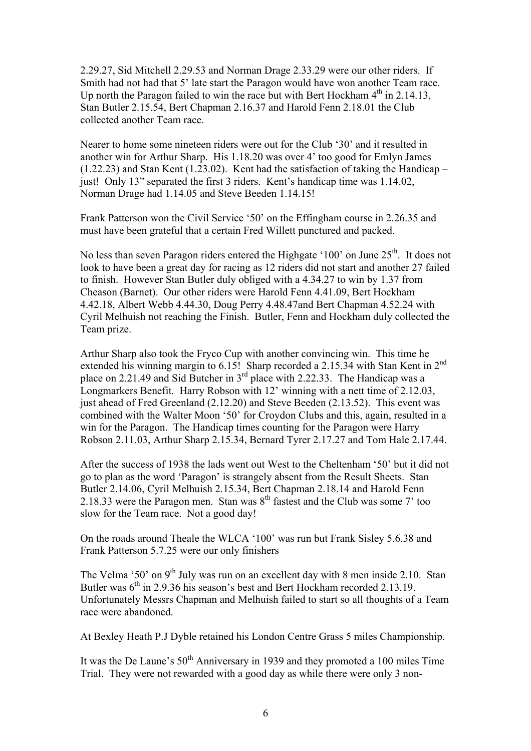2.29.27, Sid Mitchell 2.29.53 and Norman Drage 2.33.29 were our other riders. If Smith had not had that 5' late start the Paragon would have won another Team race. Up north the Paragon failed to win the race but with Bert Hockham 4th in 2.14.13, Stan Butler 2.15.54, Bert Chapman 2.16.37 and Harold Fenn 2.18.01 the Club collected another Team race.

Nearer to home some nineteen riders were out for the Club '30' and it resulted in another win for Arthur Sharp. His 1.18.20 was over 4' too good for Emlyn James (1.22.23) and Stan Kent (1.23.02). Kent had the satisfaction of taking the Handicap – just! Only 13" separated the first 3 riders. Kent's handicap time was 1.14.02, Norman Drage had 1.14.05 and Steve Beeden 1.14.15!

Frank Patterson won the Civil Service '50' on the Effingham course in 2.26.35 and must have been grateful that a certain Fred Willett punctured and packed.

No less than seven Paragon riders entered the Highgate '100' on June 25th. It does not look to have been a great day for racing as 12 riders did not start and another 27 failed to finish. However Stan Butler duly obliged with a 4.34.27 to win by 1.37 from Cheason (Barnet). Our other riders were Harold Fenn 4.41.09, Bert Hockham 4.42.18, Albert Webb 4.44.30, Doug Perry 4.48.47and Bert Chapman 4.52.24 with Cyril Melhuish not reaching the Finish. Butler, Fenn and Hockham duly collected the Team prize.

Arthur Sharp also took the Fryco Cup with another convincing win. This time he extended his winning margin to 6.15! Sharp recorded a 2.15.34 with Stan Kent in 2nd place on 2.21.49 and Sid Butcher in 3rd place with 2.22.33. The Handicap was a Longmarkers Benefit. Harry Robson with 12' winning with a nett time of 2.12.03, just ahead of Fred Greenland (2.12.20) and Steve Beeden (2.13.52). This event was combined with the Walter Moon '50' for Croydon Clubs and this, again, resulted in a win for the Paragon. The Handicap times counting for the Paragon were Harry Robson 2.11.03, Arthur Sharp 2.15.34, Bernard Tyrer 2.17.27 and Tom Hale 2.17.44.

After the success of 1938 the lads went out West to the Cheltenham '50' but it did not go to plan as the word 'Paragon' is strangely absent from the Result Sheets. Stan Butler 2.14.06, Cyril Melhuish 2.15.34, Bert Chapman 2.18.14 and Harold Fenn 2.18.33 were the Paragon men. Stan was 8th fastest and the Club was some 7' too slow for the Team race. Not a good day!

On the roads around Theale the WLCA '100' was run but Frank Sisley 5.6.38 and Frank Patterson 5.7.25 were our only finishers

The Velma '50' on 9th July was run on an excellent day with 8 men inside 2.10. Stan Butler was 6th in 2.9.36 his season's best and Bert Hockham recorded 2.13.19. Unfortunately Messrs Chapman and Melhuish failed to start so all thoughts of a Team race were abandoned.

At Bexley Heath P.J Dyble retained his London Centre Grass 5 miles Championship.

It was the De Laune's 50th Anniversary in 1939 and they promoted a 100 miles Time Trial. They were not rewarded with a good day as while there were only 3 non-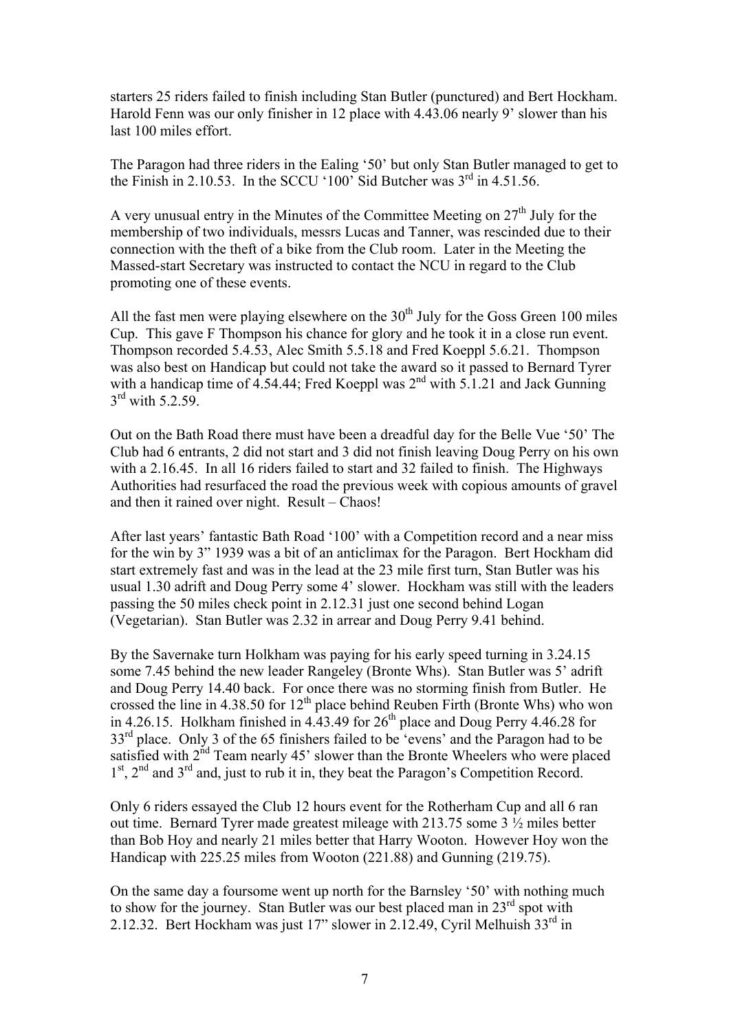starters 25 riders failed to finish including Stan Butler (punctured) and Bert Hockham. Harold Fenn was our only finisher in 12 place with 4.43.06 nearly 9' slower than his last 100 miles effort.

The Paragon had three riders in the Ealing '50' but only Stan Butler managed to get to the Finish in 2.10.53. In the SCCU '100' Sid Butcher was 3rd in 4.51.56.

A very unusual entry in the Minutes of the Committee Meeting on 27th July for the membership of two individuals, messrs Lucas and Tanner, was rescinded due to their connection with the theft of a bike from the Club room. Later in the Meeting the Massed-start Secretary was instructed to contact the NCU in regard to the Club promoting one of these events.

All the fast men were playing elsewhere on the 30th July for the Goss Green 100 miles Cup. This gave F Thompson his chance for glory and he took it in a close run event. Thompson recorded 5.4.53, Alec Smith 5.5.18 and Fred Koeppl 5.6.21. Thompson was also best on Handicap but could not take the award so it passed to Bernard Tyrer with a handicap time of 4.54.44; Fred Koeppl was 2nd with 5.1.21 and Jack Gunning 3rd with 5.2.59.

Out on the Bath Road there must have been a dreadful day for the Belle Vue '50' The Club had 6 entrants, 2 did not start and 3 did not finish leaving Doug Perry on his own with a 2.16.45. In all 16 riders failed to start and 32 failed to finish. The Highways Authorities had resurfaced the road the previous week with copious amounts of gravel and then it rained over night. Result – Chaos!

After last years' fantastic Bath Road '100' with a Competition record and a near miss for the win by 3" 1939 was a bit of an anticlimax for the Paragon. Bert Hockham did start extremely fast and was in the lead at the 23 mile first turn, Stan Butler was his usual 1.30 adrift and Doug Perry some 4' slower. Hockham was still with the leaders passing the 50 miles check point in 2.12.31 just one second behind Logan (Vegetarian). Stan Butler was 2.32 in arrear and Doug Perry 9.41 behind.

By the Savernake turn Holkham was paying for his early speed turning in 3.24.15 some 7.45 behind the new leader Rangeley (Bronte Whs). Stan Butler was 5' adrift and Doug Perry 14.40 back. For once there was no storming finish from Butler. He crossed the line in 4.38.50 for 12th place behind Reuben Firth (Bronte Whs) who won in 4.26.15. Holkham finished in 4.43.49 for 26th place and Doug Perry 4.46.28 for 33rd place. Only 3 of the 65 finishers failed to be 'evens' and the Paragon had to be satisfied with 2nd Team nearly 45' slower than the Bronte Wheelers who were placed 1st, 2nd and 3rd and, just to rub it in, they beat the Paragon's Competition Record.

Only 6 riders essayed the Club 12 hours event for the Rotherham Cup and all 6 ran out time. Bernard Tyrer made greatest mileage with 213.75 some 3 ½ miles better than Bob Hoy and nearly 21 miles better that Harry Wooton. However Hoy won the Handicap with 225.25 miles from Wooton (221.88) and Gunning (219.75).

On the same day a foursome went up north for the Barnsley '50' with nothing much to show for the journey. Stan Butler was our best placed man in 23rd spot with 2.12.32. Bert Hockham was just 17" slower in 2.12.49, Cyril Melhuish 33rd in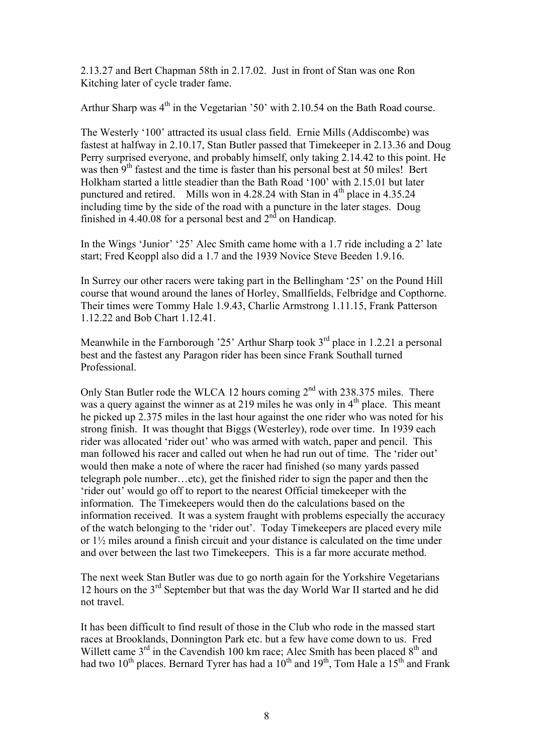2.13.27 and Bert Chapman 58th in 2.17.02. Just in front of Stan was one Ron Kitching later of cycle trader fame.

Arthur Sharp was 4th in the Vegetarian '50' with 2.10.54 on the Bath Road course.

The Westerly '100' attracted its usual class field. Ernie Mills (Addiscombe) was fastest at halfway in 2.10.17, Stan Butler passed that Timekeeper in 2.13.36 and Doug Perry surprised everyone, and probably himself, only taking 2.14.42 to this point. He was then 9th fastest and the time is faster than his personal best at 50 miles! Bert Holkham started a little steadier than the Bath Road '100' with 2.15.01 but later punctured and retired. Mills won in 4.28.24 with Stan in 4th place in 4.35.24 including time by the side of the road with a puncture in the later stages. Doug finished in 4.40.08 for a personal best and 2nd on Handicap.

In the Wings 'Junior' '25' Alec Smith came home with a 1.7 ride including a 2' late start; Fred Keoppl also did a 1.7 and the 1939 Novice Steve Beeden 1.9.16.

In Surrey our other racers were taking part in the Bellingham '25' on the Pound Hill course that wound around the lanes of Horley, Smallfields, Felbridge and Copthorne. Their times were Tommy Hale 1.9.43, Charlie Armstrong 1.11.15, Frank Patterson 1.12.22 and Bob Chart 1.12.41.

Meanwhile in the Farnborough '25' Arthur Sharp took 3rd place in 1.2.21 a personal best and the fastest any Paragon rider has been since Frank Southall turned Professional.

Only Stan Butler rode the WLCA 12 hours coming 2nd with 238.375 miles. There was a query against the winner as at 219 miles he was only in 4th place. This meant he picked up 2.375 miles in the last hour against the one rider who was noted for his strong finish. It was thought that Biggs (Westerley), rode over time. In 1939 each rider was allocated 'rider out' who was armed with watch, paper and pencil. This man followed his racer and called out when he had run out of time. The 'rider out' would then make a note of where the racer had finished (so many yards passed telegraph pole number…etc), get the finished rider to sign the paper and then the 'rider out' would go off to report to the nearest Official timekeeper with the information. The Timekeepers would then do the calculations based on the information received. It was a system fraught with problems especially the accuracy of the watch belonging to the 'rider out'. Today Timekeepers are placed every mile or 1½ miles around a finish circuit and your distance is calculated on the time under and over between the last two Timekeepers. This is a far more accurate method.

The next week Stan Butler was due to go north again for the Yorkshire Vegetarians 12 hours on the 3rd September but that was the day World War II started and he did not travel.

It has been difficult to find result of those in the Club who rode in the massed start races at Brooklands, Donnington Park etc. but a few have come down to us. Fred Willett came 3rd in the Cavendish 100 km race; Alec Smith has been placed 8th and had two 10th places. Bernard Tyrer has had a 10th and 19th, Tom Hale a 15th and Frank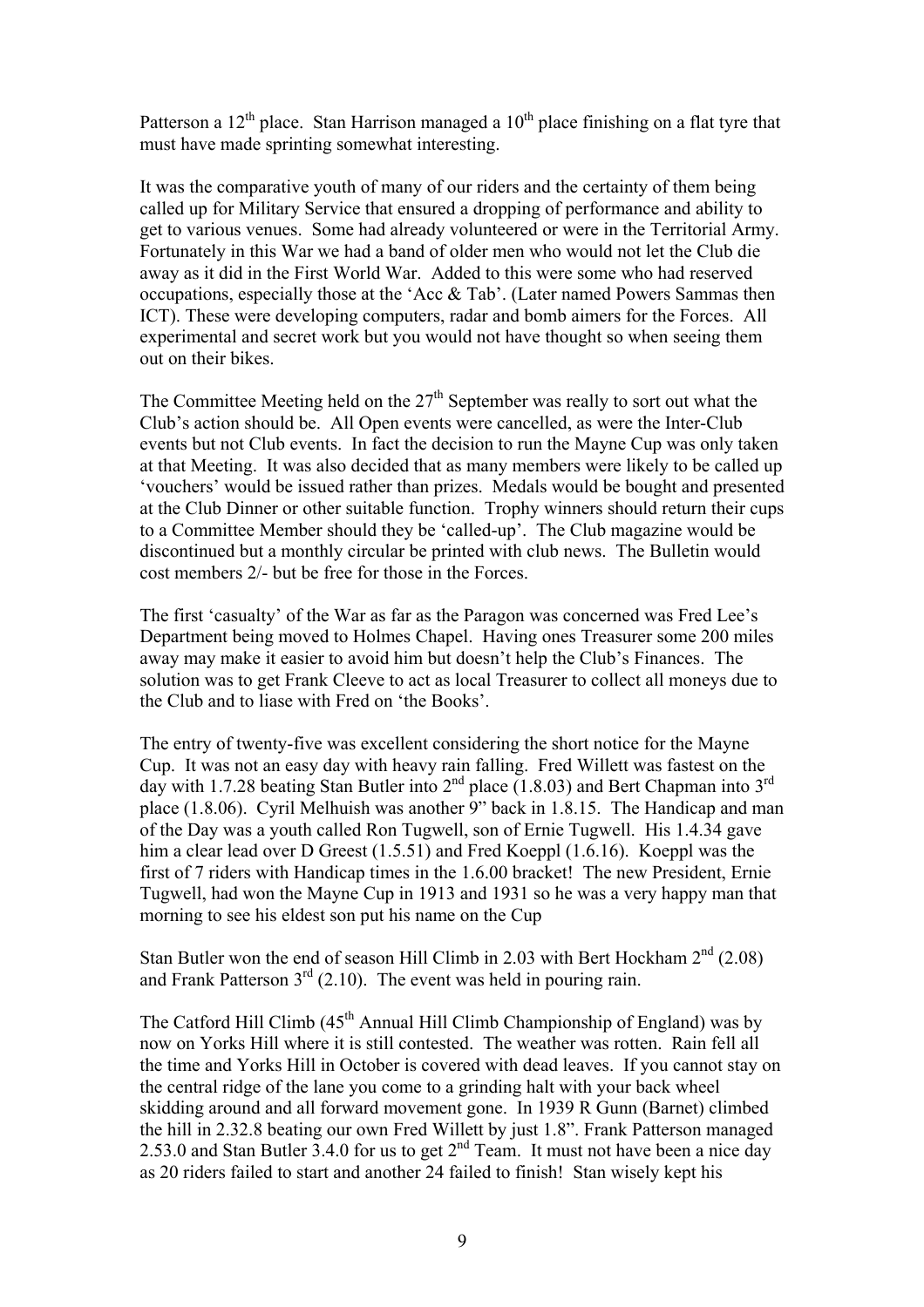Patterson a 12th place. Stan Harrison managed a 10th place finishing on a flat tyre that must have made sprinting somewhat interesting.

It was the comparative youth of many of our riders and the certainty of them being called up for Military Service that ensured a dropping of performance and ability to get to various venues. Some had already volunteered or were in the Territorial Army. Fortunately in this War we had a band of older men who would not let the Club die away as it did in the First World War. Added to this were some who had reserved occupations, especially those at the 'Acc & Tab'. (Later named Powers Sammas then ICT). These were developing computers, radar and bomb aimers for the Forces. All experimental and secret work but you would not have thought so when seeing them out on their bikes.

The Committee Meeting held on the 27th September was really to sort out what the Club's action should be. All Open events were cancelled, as were the Inter-Club events but not Club events. In fact the decision to run the Mayne Cup was only taken at that Meeting. It was also decided that as many members were likely to be called up 'vouchers' would be issued rather than prizes. Medals would be bought and presented at the Club Dinner or other suitable function. Trophy winners should return their cups to a Committee Member should they be 'called-up'. The Club magazine would be discontinued but a monthly circular be printed with club news. The Bulletin would cost members 2/- but be free for those in the Forces.

The first 'casualty' of the War as far as the Paragon was concerned was Fred Lee's Department being moved to Holmes Chapel. Having ones Treasurer some 200 miles away may make it easier to avoid him but doesn't help the Club's Finances. The solution was to get Frank Cleeve to act as local Treasurer to collect all moneys due to the Club and to liase with Fred on 'the Books'.

The entry of twenty-five was excellent considering the short notice for the Mayne Cup. It was not an easy day with heavy rain falling. Fred Willett was fastest on the day with 1.7.28 beating Stan Butler into 2nd place (1.8.03) and Bert Chapman into 3rd place (1.8.06). Cyril Melhuish was another 9" back in 1.8.15. The Handicap and man of the Day was a youth called Ron Tugwell, son of Ernie Tugwell. His 1.4.34 gave him a clear lead over D Greest (1.5.51) and Fred Koeppl (1.6.16). Koeppl was the first of 7 riders with Handicap times in the 1.6.00 bracket! The new President, Ernie Tugwell, had won the Mayne Cup in 1913 and 1931 so he was a very happy man that morning to see his eldest son put his name on the Cup

Stan Butler won the end of season Hill Climb in 2.03 with Bert Hockham 2nd (2.08) and Frank Patterson 3rd (2.10). The event was held in pouring rain.

The Catford Hill Climb (45th Annual Hill Climb Championship of England) was by now on Yorks Hill where it is still contested. The weather was rotten. Rain fell all the time and Yorks Hill in October is covered with dead leaves. If you cannot stay on the central ridge of the lane you come to a grinding halt with your back wheel skidding around and all forward movement gone. In 1939 R Gunn (Barnet) climbed the hill in 2.32.8 beating our own Fred Willett by just 1.8". Frank Patterson managed 2.53.0 and Stan Butler 3.4.0 for us to get 2nd Team. It must not have been a nice day as 20 riders failed to start and another 24 failed to finish! Stan wisely kept his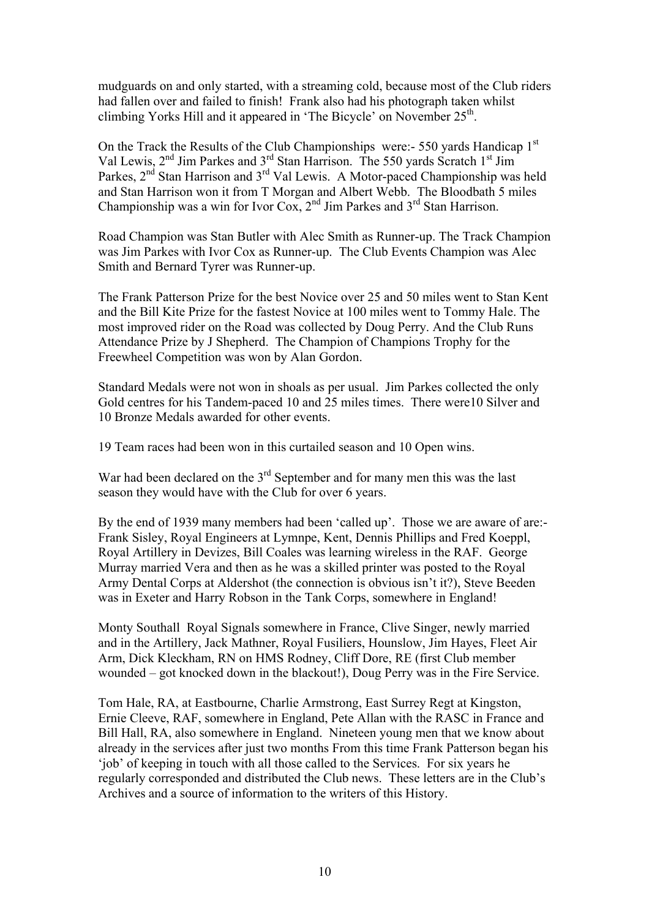mudguards on and only started, with a streaming cold, because most of the Club riders had fallen over and failed to finish! Frank also had his photograph taken whilst climbing Yorks Hill and it appeared in 'The Bicycle' on November 25th.

On the Track the Results of the Club Championships were:- 550 yards Handicap 1st Val Lewis, 2nd Jim Parkes and 3rd Stan Harrison. The 550 yards Scratch 1st Jim Parkes, 2nd Stan Harrison and 3rd Val Lewis. A Motor-paced Championship was held and Stan Harrison won it from T Morgan and Albert Webb. The Bloodbath 5 miles Championship was a win for Ivor Cox, 2nd Jim Parkes and 3rd Stan Harrison.

Road Champion was Stan Butler with Alec Smith as Runner-up. The Track Champion was Jim Parkes with Ivor Cox as Runner-up. The Club Events Champion was Alec Smith and Bernard Tyrer was Runner-up.

The Frank Patterson Prize for the best Novice over 25 and 50 miles went to Stan Kent and the Bill Kite Prize for the fastest Novice at 100 miles went to Tommy Hale. The most improved rider on the Road was collected by Doug Perry. And the Club Runs Attendance Prize by J Shepherd. The Champion of Champions Trophy for the Freewheel Competition was won by Alan Gordon.

Standard Medals were not won in shoals as per usual. Jim Parkes collected the only Gold centres for his Tandem-paced 10 and 25 miles times. There were10 Silver and 10 Bronze Medals awarded for other events.

19 Team races had been won in this curtailed season and 10 Open wins.

War had been declared on the 3rd September and for many men this was the last season they would have with the Club for over 6 years.

By the end of 1939 many members had been 'called up'. Those we are aware of are:- Frank Sisley, Royal Engineers at Lymnpe, Kent, Dennis Phillips and Fred Koeppl, Royal Artillery in Devizes, Bill Coales was learning wireless in the RAF. George Murray married Vera and then as he was a skilled printer was posted to the Royal Army Dental Corps at Aldershot (the connection is obvious isn't it?), Steve Beeden was in Exeter and Harry Robson in the Tank Corps, somewhere in England!

Monty Southall Royal Signals somewhere in France, Clive Singer, newly married and in the Artillery, Jack Mathner, Royal Fusiliers, Hounslow, Jim Hayes, Fleet Air Arm, Dick Kleckham, RN on HMS Rodney, Cliff Dore, RE (first Club member wounded – got knocked down in the blackout!), Doug Perry was in the Fire Service.

Tom Hale, RA, at Eastbourne, Charlie Armstrong, East Surrey Regt at Kingston, Ernie Cleeve, RAF, somewhere in England, Pete Allan with the RASC in France and Bill Hall, RA, also somewhere in England. Nineteen young men that we know about already in the services after just two months From this time Frank Patterson began his 'job' of keeping in touch with all those called to the Services. For six years he regularly corresponded and distributed the Club news. These letters are in the Club's Archives and a source of information to the writers of this History.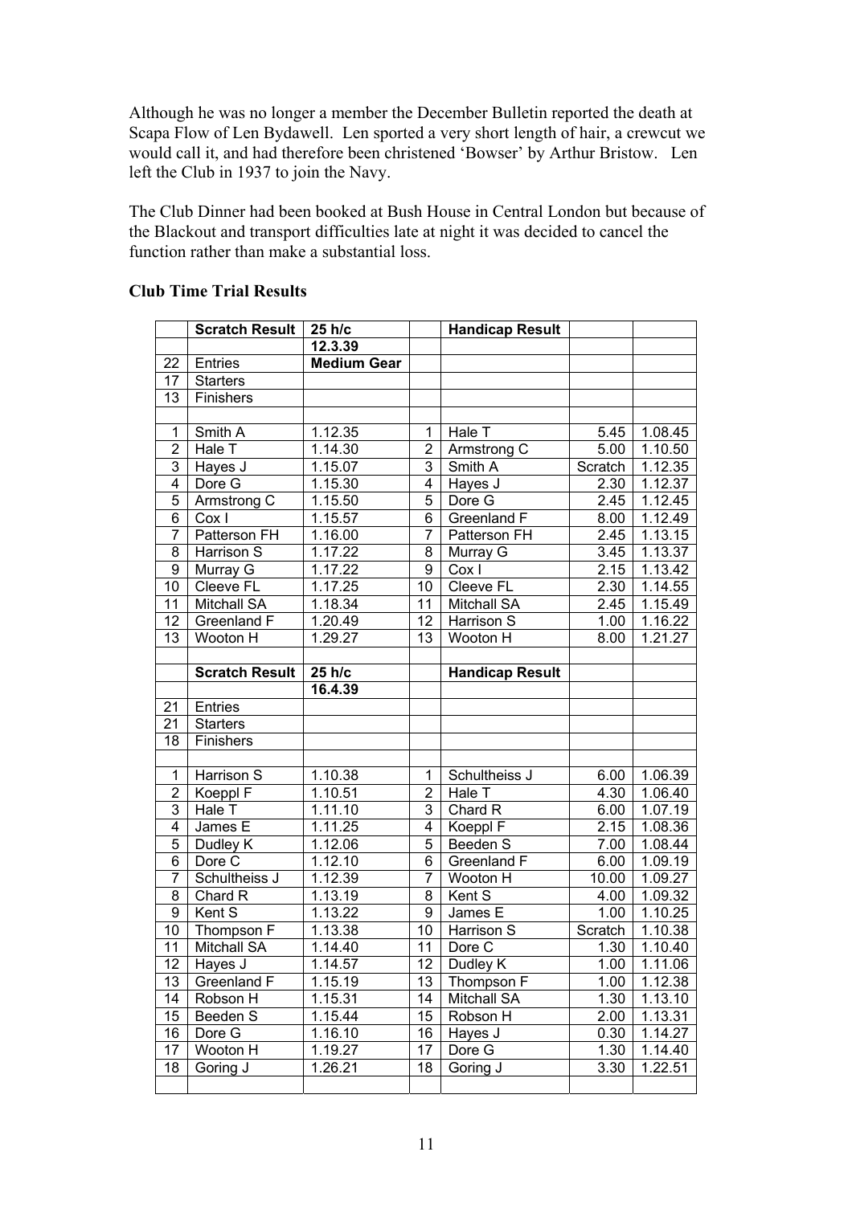Although he was no longer a member the December Bulletin reported the death at Scapa Flow of Len Bydawell. Len sported a very short length of hair, a crewcut we would call it, and had therefore been christened 'Bowser' by Arthur Bristow. Len left the Club in 1937 to join the Navy.

The Club Dinner had been booked at Bush House in Central London but because of the Blackout and transport difficulties late at night it was decided to cancel the function rather than make a substantial loss.

**Club Time Trial Results**

| | Scratch Result | 25 h/c | | Handicap Result | | |
|---|---|---|---|---|---|---|
| | | 12.3.39 | | | | |
| 22 | Entries | Medium Gear | | | | |
| 17 | Starters | | | | | |
| 13 | Finishers | | | | | |
| | | | | | | |
| 1 | Smith A | 1.12.35 | 1 | Hale T | 5.45 | 1.08.45 |
| 2 | Hale T | 1.14.30 | 2 | Armstrong C | 5.00 | 1.10.50 |
| 3 | Hayes J | 1.15.07 | 3 | Smith A | Scratch | 1.12.35 |
| 4 | Dore G | 1.15.30 | 4 | Hayes J | 2.30 | 1.12.37 |
| 5 | Armstrong C | 1.15.50 | 5 | Dore G | 2.45 | 1.12.45 |
| 6 | Cox I | 1.15.57 | 6 | Greenland F | 8.00 | 1.12.49 |
| 7 | Patterson FH | 1.16.00 | 7 | Patterson FH | 2.45 | 1.13.15 |
| 8 | Harrison S | 1.17.22 | 8 | Murray G | 3.45 | 1.13.37 |
| 9 | Murray G | 1.17.22 | 9 | Cox I | 2.15 | 1.13.42 |
| 10 | Cleeve FL | 1.17.25 | 10 | Cleeve FL | 2.30 | 1.14.55 |
| 11 | Mitchall SA | 1.18.34 | 11 | Mitchall SA | 2.45 | 1.15.49 |
| 12 | Greenland F | 1.20.49 | 12 | Harrison S | 1.00 | 1.16.22 |
| 13 | Wooton H | 1.29.27 | 13 | Wooton H | 8.00 | 1.21.27 |
| | | | | | | |
| | **Scratch Result** | **25 h/c** | | **Handicap Result** | | |
| | | 16.4.39 | | | | |
| 21 | Entries | | | | | |
| 21 | Starters | | | | | |
| 18 | Finishers | | | | | |
| | | | | | | |
| 1 | Harrison S | 1.10.38 | 1 | Schultheiss J | 6.00 | 1.06.39 |
| 2 | Koeppl F | 1.10.51 | 2 | Hale T | 4.30 | 1.06.40 |
| 3 | Hale T | 1.11.10 | 3 | Chard R | 6.00 | 1.07.19 |
| 4 | James E | 1.11.25 | 4 | Koeppl F | 2.15 | 1.08.36 |
| 5 | Dudley K | 1.12.06 | 5 | Beeden S | 7.00 | 1.08.44 |
| 6 | Dore C | 1.12.10 | 6 | Greenland F | 6.00 | 1.09.19 |
| 7 | Schultheiss J | 1.12.39 | 7 | Wooton H | 10.00 | 1.09.27 |
| 8 | Chard R | 1.13.19 | 8 | Kent S | 4.00 | 1.09.32 |
| 9 | Kent S | 1.13.22 | 9 | James E | 1.00 | 1.10.25 |
| 10 | Thompson F | 1.13.38 | 10 | Harrison S | Scratch | 1.10.38 |
| 11 | Mitchall SA | 1.14.40 | 11 | Dore C | 1.30 | 1.10.40 |
| 12 | Hayes J | 1.14.57 | 12 | Dudley K | 1.00 | 1.11.06 |
| 13 | Greenland F | 1.15.19 | 13 | Thompson F | 1.00 | 1.12.38 |
| 14 | Robson H | 1.15.31 | 14 | Mitchall SA | 1.30 | 1.13.10 |
| 15 | Beeden S | 1.15.44 | 15 | Robson H | 2.00 | 1.13.31 |
| 16 | Dore G | 1.16.10 | 16 | Hayes J | 0.30 | 1.14.27 |
| 17 | Wooton H | 1.19.27 | 17 | Dore G | 1.30 | 1.14.40 |
| 18 | Goring J | 1.26.21 | 18 | Goring J | 3.30 | 1.22.51 |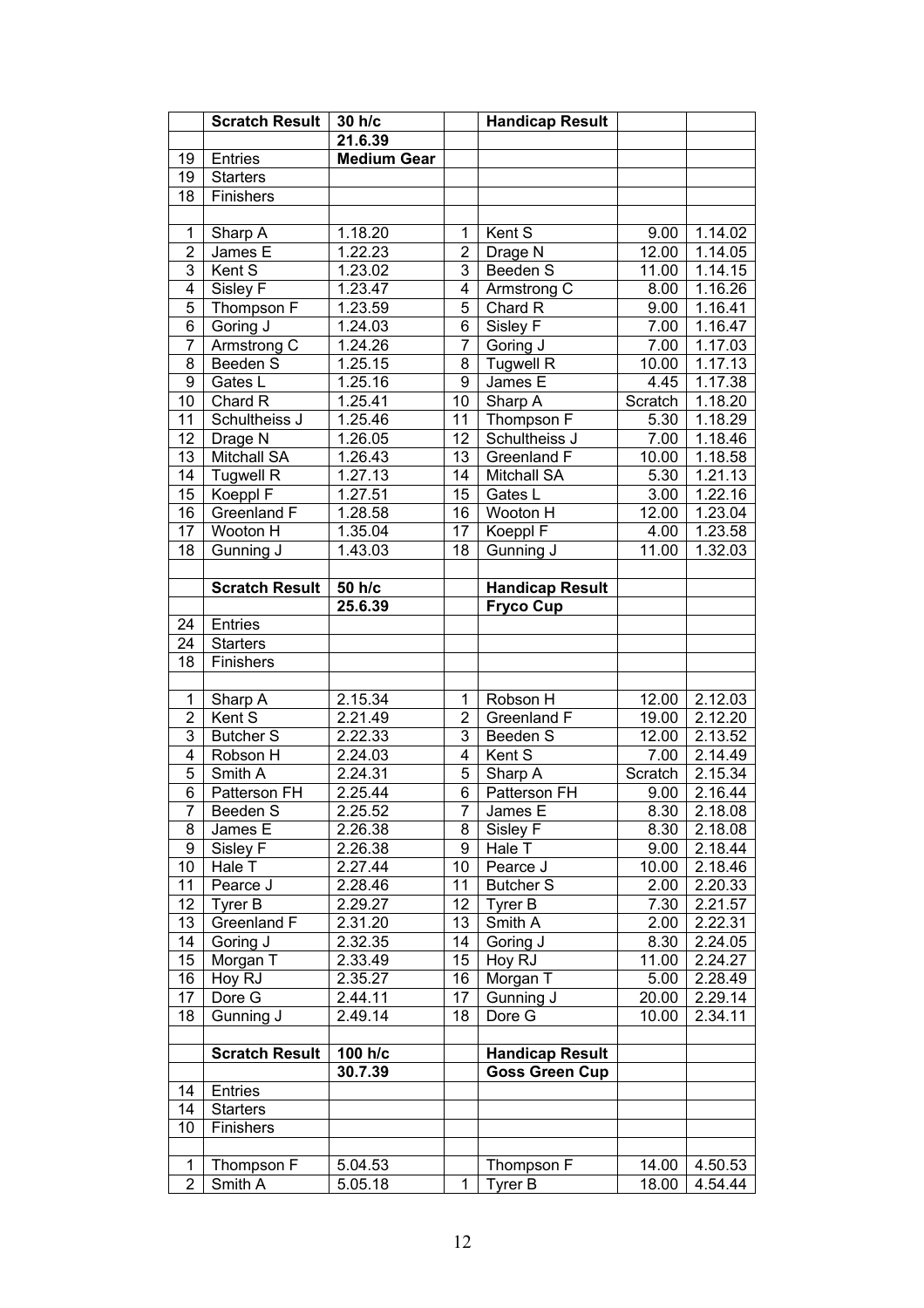| | Scratch Result | 30 h/c | | Handicap Result | | |
|---|---|---|---|---|---|---|
| | | 21.6.39 | | | | |
| 19 | Entries | Medium Gear | | | | |
| 19 | Starters | | | | | |
| 18 | Finishers | | | | | |
| | | | | | | |
| 1 | Sharp A | 1.18.20 | 1 | Kent S | 9.00 | 1.14.02 |
| 2 | James E | 1.22.23 | 2 | Drage N | 12.00 | 1.14.05 |
| 3 | Kent S | 1.23.02 | 3 | Beeden S | 11.00 | 1.14.15 |
| 4 | Sisley F | 1.23.47 | 4 | Armstrong C | 8.00 | 1.16.26 |
| 5 | Thompson F | 1.23.59 | 5 | Chard R | 9.00 | 1.16.41 |
| 6 | Goring J | 1.24.03 | 6 | Sisley F | 7.00 | 1.16.47 |
| 7 | Armstrong C | 1.24.26 | 7 | Goring J | 7.00 | 1.17.03 |
| 8 | Beeden S | 1.25.15 | 8 | Tugwell R | 10.00 | 1.17.13 |
| 9 | Gates L | 1.25.16 | 9 | James E | 4.45 | 1.17.38 |
| 10 | Chard R | 1.25.41 | 10 | Sharp A | Scratch | 1.18.20 |
| 11 | Schultheiss J | 1.25.46 | 11 | Thompson F | 5.30 | 1.18.29 |
| 12 | Drage N | 1.26.05 | 12 | Schultheiss J | 7.00 | 1.18.46 |
| 13 | Mitchall SA | 1.26.43 | 13 | Greenland F | 10.00 | 1.18.58 |
| 14 | Tugwell R | 1.27.13 | 14 | Mitchall SA | 5.30 | 1.21.13 |
| 15 | Koeppl F | 1.27.51 | 15 | Gates L | 3.00 | 1.22.16 |
| 16 | Greenland F | 1.28.58 | 16 | Wooton H | 12.00 | 1.23.04 |
| 17 | Wooton H | 1.35.04 | 17 | Koeppl F | 4.00 | 1.23.58 |
| 18 | Gunning J | 1.43.03 | 18 | Gunning J | 11.00 | 1.32.03 |
| | | | | | | |
| | Scratch Result | 50 h/c | | Handicap Result | | |
| | | 25.6.39 | | Fryco Cup | | |
| 24 | Entries | | | | | |
| 24 | Starters | | | | | |
| 18 | Finishers | | | | | |
| | | | | | | |
| 1 | Sharp A | 2.15.34 | 1 | Robson H | 12.00 | 2.12.03 |
| 2 | Kent S | 2.21.49 | 2 | Greenland F | 19.00 | 2.12.20 |
| 3 | Butcher S | 2.22.33 | 3 | Beeden S | 12.00 | 2.13.52 |
| 4 | Robson H | 2.24.03 | 4 | Kent S | 7.00 | 2.14.49 |
| 5 | Smith A | 2.24.31 | 5 | Sharp A | Scratch | 2.15.34 |
| 6 | Patterson FH | 2.25.44 | 6 | Patterson FH | 9.00 | 2.16.44 |
| 7 | Beeden S | 2.25.52 | 7 | James E | 8.30 | 2.18.08 |
| 8 | James E | 2.26.38 | 8 | Sisley F | 8.30 | 2.18.08 |
| 9 | Sisley F | 2.26.38 | 9 | Hale T | 9.00 | 2.18.44 |
| 10 | Hale T | 2.27.44 | 10 | Pearce J | 10.00 | 2.18.46 |
| 11 | Pearce J | 2.28.46 | 11 | Butcher S | 2.00 | 2.20.33 |
| 12 | Tyrer B | 2.29.27 | 12 | Tyrer B | 7.30 | 2.21.57 |
| 13 | Greenland F | 2.31.20 | 13 | Smith A | 2.00 | 2.22.31 |
| 14 | Goring J | 2.32.35 | 14 | Goring J | 8.30 | 2.24.05 |
| 15 | Morgan T | 2.33.49 | 15 | Hoy RJ | 11.00 | 2.24.27 |
| 16 | Hoy RJ | 2.35.27 | 16 | Morgan T | 5.00 | 2.28.49 |
| 17 | Dore G | 2.44.11 | 17 | Gunning J | 20.00 | 2.29.14 |
| 18 | Gunning J | 2.49.14 | 18 | Dore G | 10.00 | 2.34.11 |
| | | | | | | |
| | Scratch Result | 100 h/c | | Handicap Result | | |
| | | 30.7.39 | | Goss Green Cup | | |
| 14 | Entries | | | | | |
| 14 | Starters | | | | | |
| 10 | Finishers | | | | | |
| | | | | | | |
| 1 | Thompson F | 5.04.53 | | Thompson F | 14.00 | 4.50.53 |
| 2 | Smith A | 5.05.18 | 1 | Tyrer B | 18.00 | 4.54.44 |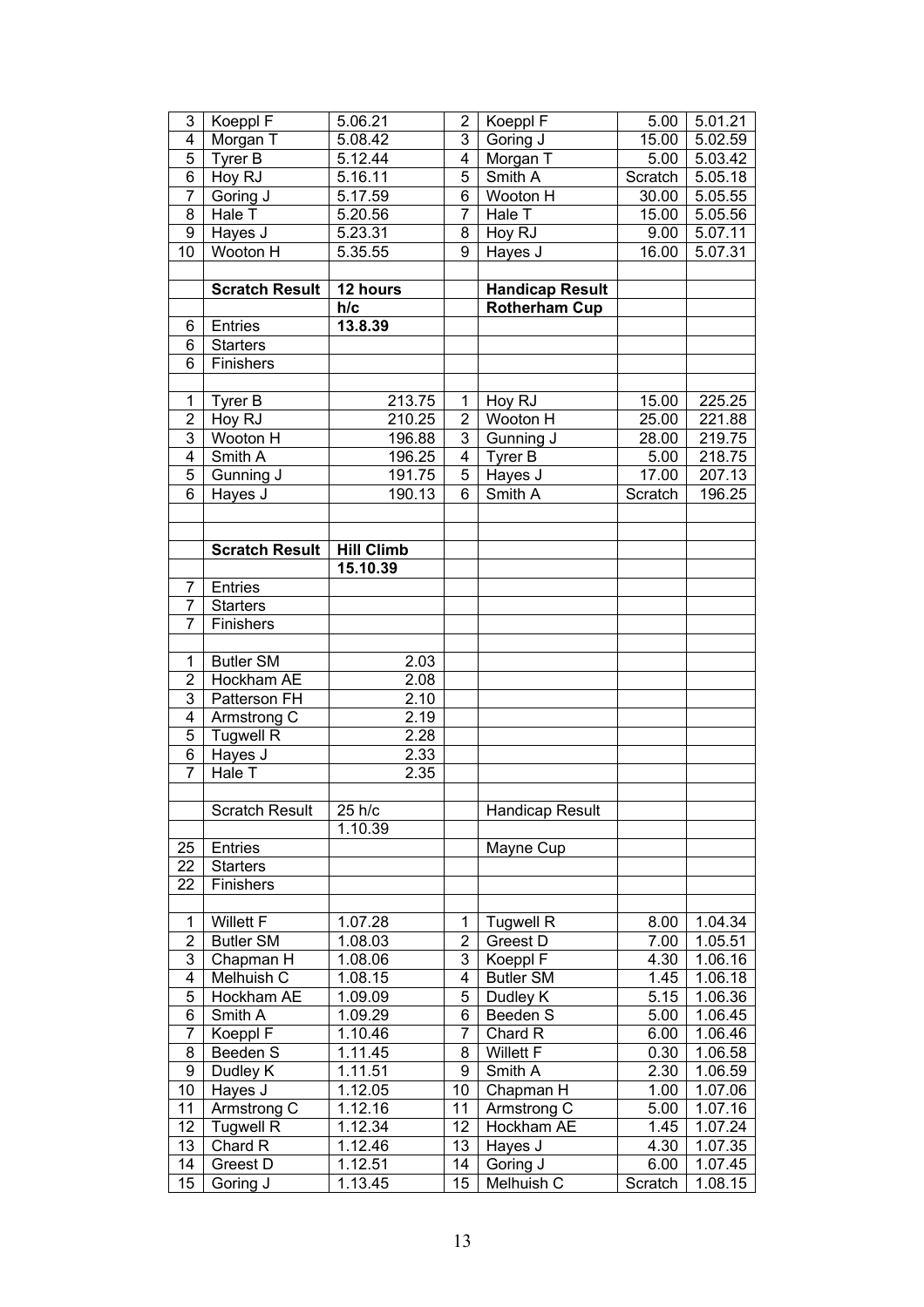| | | | | | | |
|---|---|---|---|---|---|---|
| 3 | Koeppl F | 5.06.21 | 2 | Koeppl F | 5.00 | 5.01.21 |
| 4 | Morgan T | 5.08.42 | 3 | Goring J | 15.00 | 5.02.59 |
| 5 | Tyrer B | 5.12.44 | 4 | Morgan T | 5.00 | 5.03.42 |
| 6 | Hoy RJ | 5.16.11 | 5 | Smith A | Scratch | 5.05.18 |
| 7 | Goring J | 5.17.59 | 6 | Wooton H | 30.00 | 5.05.55 |
| 8 | Hale T | 5.20.56 | 7 | Hale T | 15.00 | 5.05.56 |
| 9 | Hayes J | 5.23.31 | 8 | Hoy RJ | 9.00 | 5.07.11 |
| 10 | Wooton H | 5.35.55 | 9 | Hayes J | 16.00 | 5.07.31 |
| | | | | | | |
| | **Scratch Result** | **12 hours** | | **Handicap Result** | | |
| | | **h/c** | | **Rotherham Cup** | | |
| 6 | Entries | **13.8.39** | | | | |
| 6 | Starters | | | | | |
| 6 | Finishers | | | | | |
| | | | | | | |
| 1 | Tyrer B | 213.75 | 1 | Hoy RJ | 15.00 | 225.25 |
| 2 | Hoy RJ | 210.25 | 2 | Wooton H | 25.00 | 221.88 |
| 3 | Wooton H | 196.88 | 3 | Gunning J | 28.00 | 219.75 |
| 4 | Smith A | 196.25 | 4 | Tyrer B | 5.00 | 218.75 |
| 5 | Gunning J | 191.75 | 5 | Hayes J | 17.00 | 207.13 |
| 6 | Hayes J | 190.13 | 6 | Smith A | Scratch | 196.25 |
| | | | | | | |
| | | | | | | |
| | **Scratch Result** | **Hill Climb** | | | | |
| | | **15.10.39** | | | | |
| 7 | Entries | | | | | |
| 7 | Starters | | | | | |
| 7 | Finishers | | | | | |
| | | | | | | |
| 1 | Butler SM | 2.03 | | | | |
| 2 | Hockham AE | 2.08 | | | | |
| 3 | Patterson FH | 2.10 | | | | |
| 4 | Armstrong C | 2.19 | | | | |
| 5 | Tugwell R | 2.28 | | | | |
| 6 | Hayes J | 2.33 | | | | |
| 7 | Hale T | 2.35 | | | | |
| | | | | | | |
| | Scratch Result | 25 h/c | | Handicap Result | | |
| | | 1.10.39 | | | | |
| 25 | Entries | | | Mayne Cup | | |
| 22 | Starters | | | | | |
| 22 | Finishers | | | | | |
| | | | | | | |
| 1 | Willett F | 1.07.28 | 1 | Tugwell R | 8.00 | 1.04.34 |
| 2 | Butler SM | 1.08.03 | 2 | Greest D | 7.00 | 1.05.51 |
| 3 | Chapman H | 1.08.06 | 3 | Koeppl F | 4.30 | 1.06.16 |
| 4 | Melhuish C | 1.08.15 | 4 | Butler SM | 1.45 | 1.06.18 |
| 5 | Hockham AE | 1.09.09 | 5 | Dudley K | 5.15 | 1.06.36 |
| 6 | Smith A | 1.09.29 | 6 | Beeden S | 5.00 | 1.06.45 |
| 7 | Koeppl F | 1.10.46 | 7 | Chard R | 6.00 | 1.06.46 |
| 8 | Beeden S | 1.11.45 | 8 | Willett F | 0.30 | 1.06.58 |
| 9 | Dudley K | 1.11.51 | 9 | Smith A | 2.30 | 1.06.59 |
| 10 | Hayes J | 1.12.05 | 10 | Chapman H | 1.00 | 1.07.06 |
| 11 | Armstrong C | 1.12.16 | 11 | Armstrong C | 5.00 | 1.07.16 |
| 12 | Tugwell R | 1.12.34 | 12 | Hockham AE | 1.45 | 1.07.24 |
| 13 | Chard R | 1.12.46 | 13 | Hayes J | 4.30 | 1.07.35 |
| 14 | Greest D | 1.12.51 | 14 | Goring J | 6.00 | 1.07.45 |
| 15 | Goring J | 1.13.45 | 15 | Melhuish C | Scratch | 1.08.15 |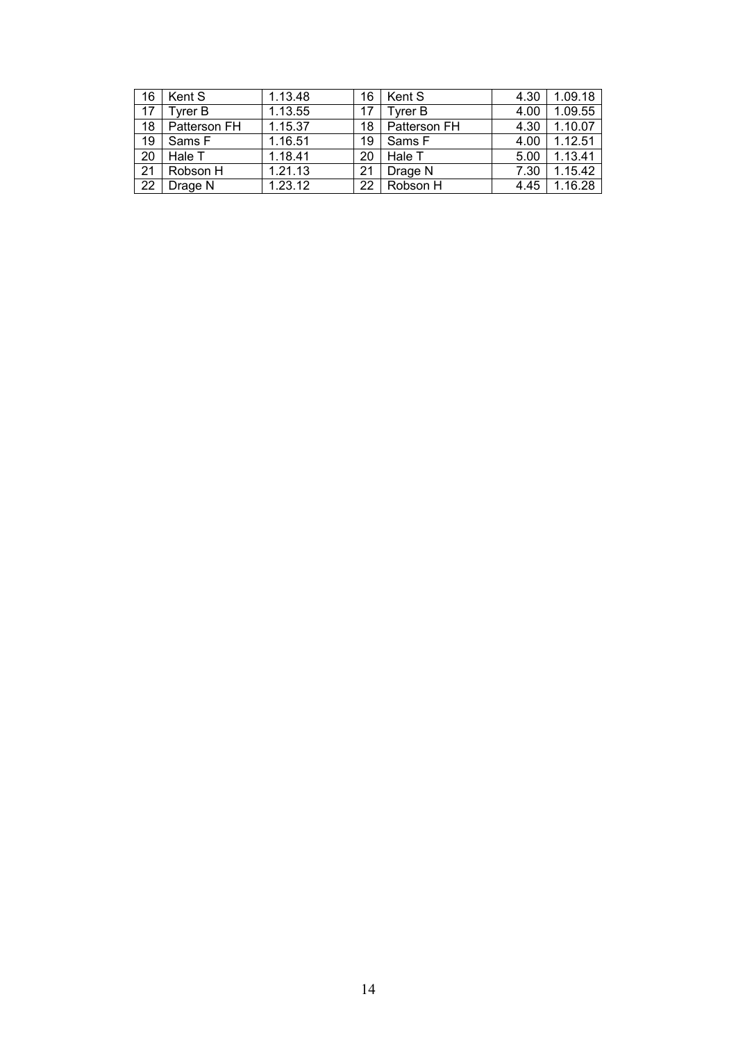| | | | | | | |
|---|---|---|---|---|---|---|
| 16 | Kent S | 1.13.48 | 16 | Kent S | 4.30 | 1.09.18 |
| 17 | Tyrer B | 1.13.55 | 17 | Tyrer B | 4.00 | 1.09.55 |
| 18 | Patterson FH | 1.15.37 | 18 | Patterson FH | 4.30 | 1.10.07 |
| 19 | Sams F | 1.16.51 | 19 | Sams F | 4.00 | 1.12.51 |
| 20 | Hale T | 1.18.41 | 20 | Hale T | 5.00 | 1.13.41 |
| 21 | Robson H | 1.21.13 | 21 | Drage N | 7.30 | 1.15.42 |
| 22 | Drage N | 1.23.12 | 22 | Robson H | 4.45 | 1.16.28 |